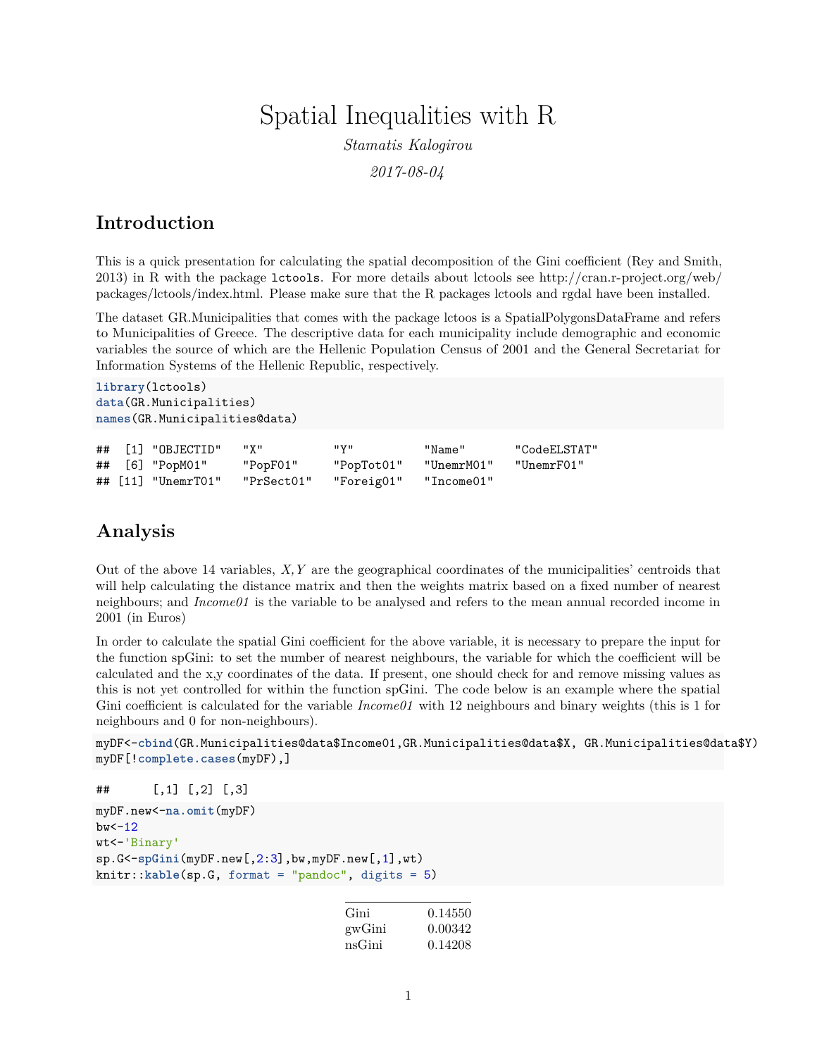# Spatial Inequalities with R

*Stamatis Kalogirou*

*2017-08-04*

## Introduction

This is a quick presentation for calculating the spatial decomposition of the Gini coefficient (Rey and Smith, 2013) in R with the package `lctools`. For more details about lctools see http://cran.r-project.org/web/packages/lctools/index.html. Please make sure that the R packages lctools and rgdal have been installed.

The dataset GR.Municipalities that comes with the package lctoos is a SpatialPolygonsDataFrame and refers to Municipalities of Greece. The descriptive data for each municipality include demographic and economic variables the source of which are the Hellenic Population Census of 2001 and the General Secretariat for Information Systems of the Hellenic Republic, respectively.

```
library(lctools)
data(GR.Municipalities)
names(GR.Municipalities@data)
```

```
##  [1] "OBJECTID"   "X"          "Y"          "Name"       "CodeELSTAT"
##  [6] "PopM01"     "PopF01"     "PopTot01"   "UnemrM01"   "UnemrF01"
## [11] "UnemrT01"   "PrSect01"   "Foreig01"   "Income01"
```

## Analysis

Out of the above 14 variables, $X, Y$ are the geographical coordinates of the municipalities' centroids that will help calculating the distance matrix and then the weights matrix based on a fixed number of nearest neighbours; and *Income01* is the variable to be analysed and refers to the mean annual recorded income in 2001 (in Euros)

In order to calculate the spatial Gini coefficient for the above variable, it is necessary to prepare the input for the function spGini: to set the number of nearest neighbours, the variable for which the coefficient will be calculated and the x,y coordinates of the data. If present, one should check for and remove missing values as this is not yet controlled for within the function spGini. The code below is an example where the spatial Gini coefficient is calculated for the variable *Income01* with 12 neighbours and binary weights (this is 1 for neighbours and 0 for non-neighbours).

```
myDF<-cbind(GR.Municipalities@data$Income01,GR.Municipalities@data$X, GR.Municipalities@data$Y)
myDF[!complete.cases(myDF),]
```

```
##      [,1] [,2] [,3]
```

```
myDF.new<-na.omit(myDF)
bw<-12
wt<-'Binary'
sp.G<-spGini(myDF.new[,2:3],bw,myDF.new[,1],wt)
knitr::kable(sp.G, format = "pandoc", digits = 5)
```

| | |
|---|---|
| Gini | 0.14550 |
| gwGini | 0.00342 |
| nsGini | 0.14208 |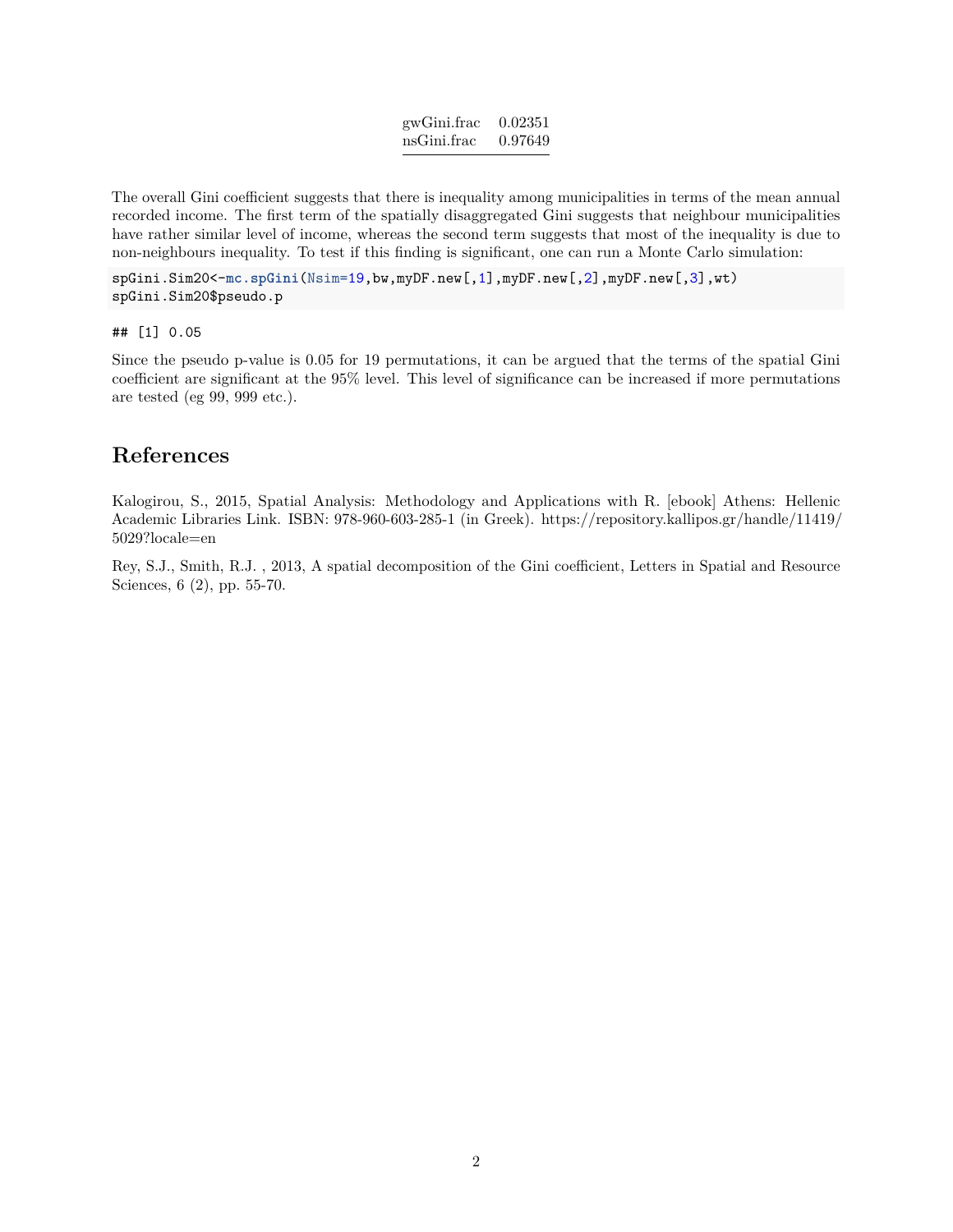| | |
|---|---|
| gwGini.frac | 0.02351 |
| nsGini.frac | 0.97649 |

The overall Gini coefficient suggests that there is inequality among municipalities in terms of the mean annual recorded income. The first term of the spatially disaggregated Gini suggests that neighbour municipalities have rather similar level of income, whereas the second term suggests that most of the inequality is due to non-neighbours inequality. To test if this finding is significant, one can run a Monte Carlo simulation:

```
spGini.Sim20<-mc.spGini(Nsim=19,bw,myDF.new[,1],myDF.new[,2],myDF.new[,3],wt)
spGini.Sim20$pseudo.p
```

```
## [1] 0.05
```

Since the pseudo p-value is 0.05 for 19 permutations, it can be argued that the terms of the spatial Gini coefficient are significant at the 95% level. This level of significance can be increased if more permutations are tested (eg 99, 999 etc.).

## References

Kalogirou, S., 2015, Spatial Analysis: Methodology and Applications with R. [ebook] Athens: Hellenic Academic Libraries Link. ISBN: 978-960-603-285-1 (in Greek). https://repository.kallipos.gr/handle/11419/5029?locale=en

Rey, S.J., Smith, R.J. , 2013, A spatial decomposition of the Gini coefficient, Letters in Spatial and Resource Sciences, 6 (2), pp. 55-70.